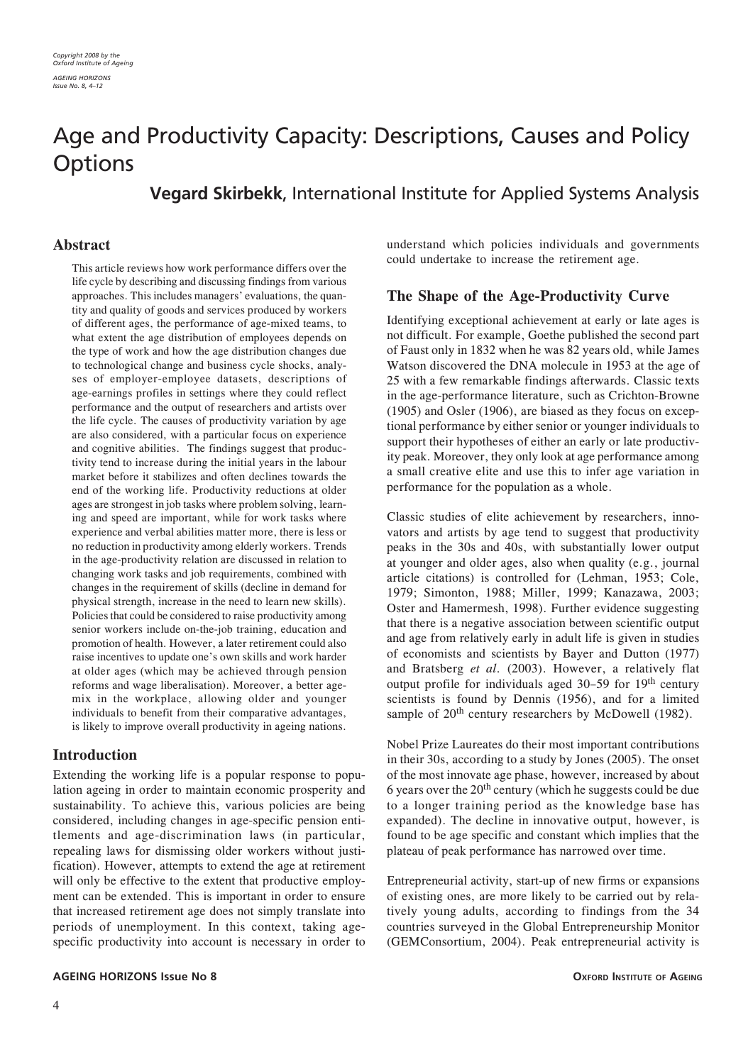Copyright 2008 by the Oxford Institute of Ageing

# Age and Productivity Capacity: Descriptions, Causes and Policy Options

**Vegard Skirbekk**, International Institute for Applied Systems Analysis

## Abstract

This article reviews how work performance differs over the life cycle by describing and discussing findings from various approaches. This includes managers' evaluations, the quantity and quality of goods and services produced by workers of different ages, the performance of age-mixed teams, to what extent the age distribution of employees depends on the type of work and how the age distribution changes due to technological change and business cycle shocks, analyses of employer-employee datasets, descriptions of age-earnings profiles in settings where they could reflect performance and the output of researchers and artists over the life cycle. The causes of productivity variation by age are also considered, with a particular focus on experience and cognitive abilities. The findings suggest that productivity tend to increase during the initial years in the labour market before it stabilizes and often declines towards the end of the working life. Productivity reductions at older ages are strongest in job tasks where problem solving, learning and speed are important, while for work tasks where experience and verbal abilities matter more, there is less or no reduction in productivity among elderly workers. Trends in the age-productivity relation are discussed in relation to changing work tasks and job requirements, combined with changes in the requirement of skills (decline in demand for physical strength, increase in the need to learn new skills). Policies that could be considered to raise productivity among senior workers include on-the-job training, education and promotion of health. However, a later retirement could also raise incentives to update one's own skills and work harder at older ages (which may be achieved through pension reforms and wage liberalisation). Moreover, a better age-mix in the workplace, allowing older and younger individuals to benefit from their comparative advantages, is likely to improve overall productivity in ageing nations.

## Introduction

Extending the working life is a popular response to population ageing in order to maintain economic prosperity and sustainability. To achieve this, various policies are being considered, including changes in age-specific pension entitlements and age-discrimination laws (in particular, repealing laws for dismissing older workers without justification). However, attempts to extend the age at retirement will only be effective to the extent that productive employment can be extended. This is important in order to ensure that increased retirement age does not simply translate into periods of unemployment. In this context, taking age-specific productivity into account is necessary in order to understand which policies individuals and governments could undertake to increase the retirement age.

## The Shape of the Age-Productivity Curve

Identifying exceptional achievement at early or late ages is not difficult. For example, Goethe published the second part of Faust only in 1832 when he was 82 years old, while James Watson discovered the DNA molecule in 1953 at the age of 25 with a few remarkable findings afterwards. Classic texts in the age-performance literature, such as Crichton-Browne (1905) and Osler (1906), are biased as they focus on exceptional performance by either senior or younger individuals to support their hypotheses of either an early or late productivity peak. Moreover, they only look at age performance among a small creative elite and use this to infer age variation in performance for the population as a whole.

Classic studies of elite achievement by researchers, innovators and artists by age tend to suggest that productivity peaks in the 30s and 40s, with substantially lower output at younger and older ages, also when quality (e.g., journal article citations) is controlled for (Lehman, 1953; Cole, 1979; Simonton, 1988; Miller, 1999; Kanazawa, 2003; Oster and Hamermesh, 1998). Further evidence suggesting that there is a negative association between scientific output and age from relatively early in adult life is given in studies of economists and scientists by Bayer and Dutton (1977) and Bratsberg *et al*. (2003). However, a relatively flat output profile for individuals aged 30–59 for 19th century scientists is found by Dennis (1956), and for a limited sample of 20th century researchers by McDowell (1982).

Nobel Prize Laureates do their most important contributions in their 30s, according to a study by Jones (2005). The onset of the most innovate age phase, however, increased by about 6 years over the 20th century (which he suggests could be due to a longer training period as the knowledge base has expanded). The decline in innovative output, however, is found to be age specific and constant which implies that the plateau of peak performance has narrowed over time.

Entrepreneurial activity, start-up of new firms or expansions of existing ones, are more likely to be carried out by relatively young adults, according to findings from the 34 countries surveyed in the Global Entrepreneurship Monitor (GEMConsortium, 2004). Peak entrepreneurial activity is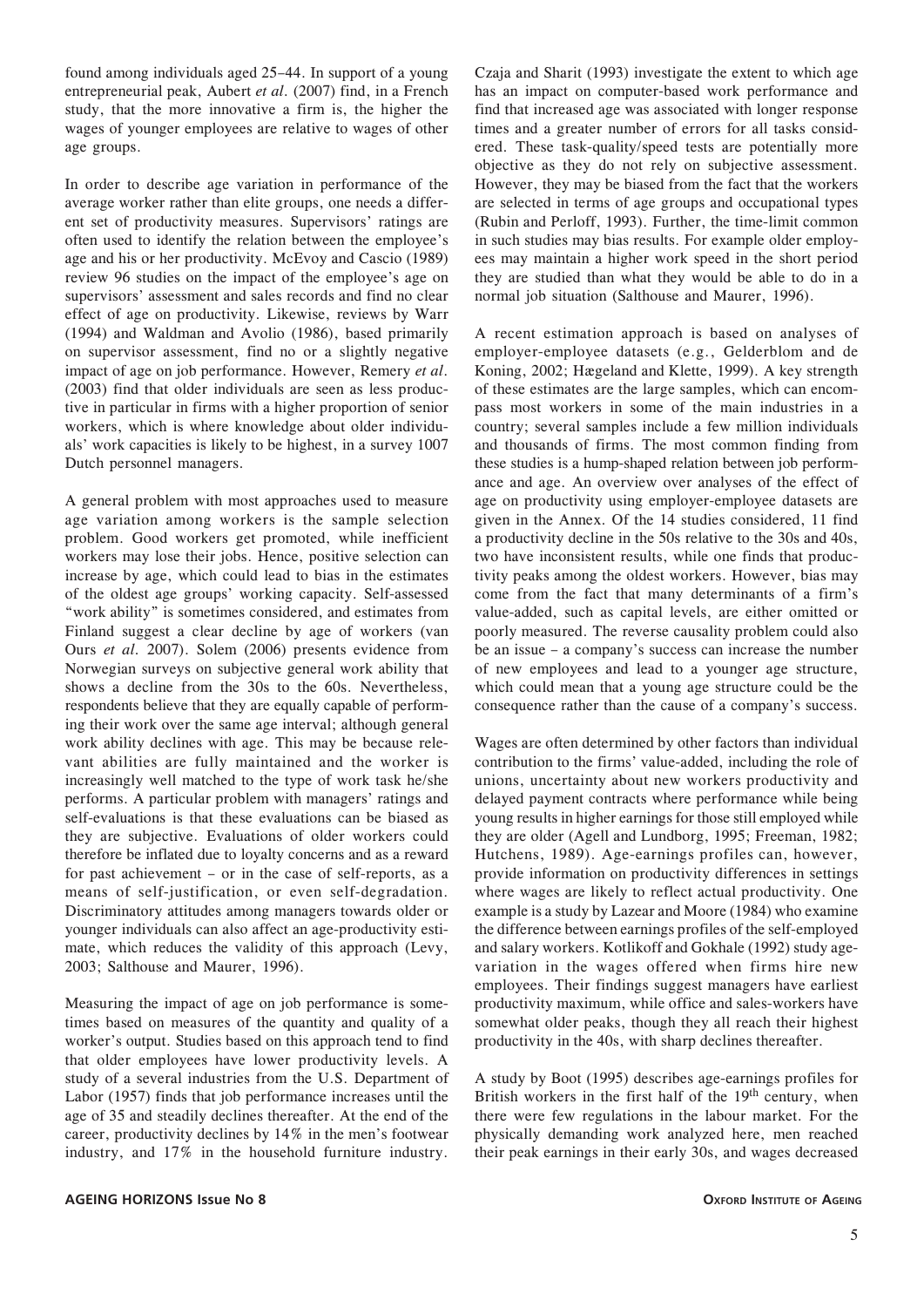found among individuals aged 25–44. In support of a young entrepreneurial peak, Aubert *et al*. (2007) find, in a French study, that the more innovative a firm is, the higher the wages of younger employees are relative to wages of other age groups.

In order to describe age variation in performance of the average worker rather than elite groups, one needs a different set of productivity measures. Supervisors' ratings are often used to identify the relation between the employee's age and his or her productivity. McEvoy and Cascio (1989) review 96 studies on the impact of the employee's age on supervisors' assessment and sales records and find no clear effect of age on productivity. Likewise, reviews by Warr (1994) and Waldman and Avolio (1986), based primarily on supervisor assessment, find no or a slightly negative impact of age on job performance. However, Remery *et al*. (2003) find that older individuals are seen as less productive in particular in firms with a higher proportion of senior workers, which is where knowledge about older individuals' work capacities is likely to be highest, in a survey 1007 Dutch personnel managers.

A general problem with most approaches used to measure age variation among workers is the sample selection problem. Good workers get promoted, while inefficient workers may lose their jobs. Hence, positive selection can increase by age, which could lead to bias in the estimates of the oldest age groups' working capacity. Self-assessed "work ability" is sometimes considered, and estimates from Finland suggest a clear decline by age of workers (van Ours *et al*. 2007). Solem (2006) presents evidence from Norwegian surveys on subjective general work ability that shows a decline from the 30s to the 60s. Nevertheless, respondents believe that they are equally capable of performing their work over the same age interval; although general work ability declines with age. This may be because relevant abilities are fully maintained and the worker is increasingly well matched to the type of work task he/she performs. A particular problem with managers' ratings and self-evaluations is that these evaluations can be biased as they are subjective. Evaluations of older workers could therefore be inflated due to loyalty concerns and as a reward for past achievement – or in the case of self-reports, as a means of self-justification, or even self-degradation. Discriminatory attitudes among managers towards older or younger individuals can also affect an age-productivity estimate, which reduces the validity of this approach (Levy, 2003; Salthouse and Maurer, 1996).

Measuring the impact of age on job performance is sometimes based on measures of the quantity and quality of a worker's output. Studies based on this approach tend to find that older employees have lower productivity levels. A study of a several industries from the U.S. Department of Labor (1957) finds that job performance increases until the age of 35 and steadily declines thereafter. At the end of the career, productivity declines by 14% in the men's footwear industry, and 17% in the household furniture industry.

Czaja and Sharit (1993) investigate the extent to which age has an impact on computer-based work performance and find that increased age was associated with longer response times and a greater number of errors for all tasks considered. These task-quality/speed tests are potentially more objective as they do not rely on subjective assessment. However, they may be biased from the fact that the workers are selected in terms of age groups and occupational types (Rubin and Perloff, 1993). Further, the time-limit common in such studies may bias results. For example older employees may maintain a higher work speed in the short period they are studied than what they would be able to do in a normal job situation (Salthouse and Maurer, 1996).

A recent estimation approach is based on analyses of employer-employee datasets (e.g., Gelderblom and de Koning, 2002; Hægeland and Klette, 1999). A key strength of these estimates are the large samples, which can encompass most workers in some of the main industries in a country; several samples include a few million individuals and thousands of firms. The most common finding from these studies is a hump-shaped relation between job performance and age. An overview over analyses of the effect of age on productivity using employer-employee datasets are given in the Annex. Of the 14 studies considered, 11 find a productivity decline in the 50s relative to the 30s and 40s, two have inconsistent results, while one finds that productivity peaks among the oldest workers. However, bias may come from the fact that many determinants of a firm's value-added, such as capital levels, are either omitted or poorly measured. The reverse causality problem could also be an issue – a company's success can increase the number of new employees and lead to a younger age structure, which could mean that a young age structure could be the consequence rather than the cause of a company's success.

Wages are often determined by other factors than individual contribution to the firms' value-added, including the role of unions, uncertainty about new workers productivity and delayed payment contracts where performance while being young results in higher earnings for those still employed while they are older (Agell and Lundborg, 1995; Freeman, 1982; Hutchens, 1989). Age-earnings profiles can, however, provide information on productivity differences in settings where wages are likely to reflect actual productivity. One example is a study by Lazear and Moore (1984) who examine the difference between earnings profiles of the self-employed and salary workers. Kotlikoff and Gokhale (1992) study age-variation in the wages offered when firms hire new employees. Their findings suggest managers have earliest productivity maximum, while office and sales-workers have somewhat older peaks, though they all reach their highest productivity in the 40s, with sharp declines thereafter.

A study by Boot (1995) describes age-earnings profiles for British workers in the first half of the 19th century, when there were few regulations in the labour market. For the physically demanding work analyzed here, men reached their peak earnings in their early 30s, and wages decreased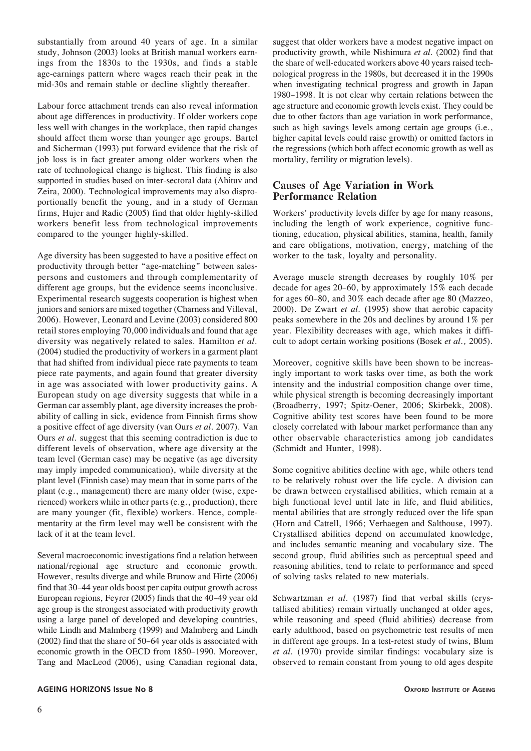substantially from around 40 years of age. In a similar study, Johnson (2003) looks at British manual workers earnings from the 1830s to the 1930s, and finds a stable age-earnings pattern where wages reach their peak in the mid-30s and remain stable or decline slightly thereafter.

Labour force attachment trends can also reveal information about age differences in productivity. If older workers cope less well with changes in the workplace, then rapid changes should affect them worse than younger age groups. Bartel and Sicherman (1993) put forward evidence that the risk of job loss is in fact greater among older workers when the rate of technological change is highest. This finding is also supported in studies based on inter-sectoral data (Ahituv and Zeira, 2000). Technological improvements may also disproportionally benefit the young, and in a study of German firms, Hujer and Radic (2005) find that older highly-skilled workers benefit less from technological improvements compared to the younger highly-skilled.

Age diversity has been suggested to have a positive effect on productivity through better "age-matching" between salespersons and customers and through complementarity of different age groups, but the evidence seems inconclusive. Experimental research suggests cooperation is highest when juniors and seniors are mixed together (Charness and Villeval, 2006). However, Leonard and Levine (2003) considered 800 retail stores employing 70,000 individuals and found that age diversity was negatively related to sales. Hamilton *et al.* (2004) studied the productivity of workers in a garment plant that had shifted from individual piece rate payments to team piece rate payments, and again found that greater diversity in age was associated with lower productivity gains. A European study on age diversity suggests that while in a German car assembly plant, age diversity increases the probability of calling in sick, evidence from Finnish firms show a positive effect of age diversity (van Ours *et al.* 2007). Van Ours *et al.* suggest that this seeming contradiction is due to different levels of observation, where age diversity at the team level (German case) may be negative (as age diversity may imply impeded communication), while diversity at the plant level (Finnish case) may mean that in some parts of the plant (e.g., management) there are many older (wise, experienced) workers while in other parts (e.g., production), there are many younger (fit, flexible) workers. Hence, complementarity at the firm level may well be consistent with the lack of it at the team level.

Several macroeconomic investigations find a relation between national/regional age structure and economic growth. However, results diverge and while Brunow and Hirte (2006) find that 30–44 year olds boost per capita output growth across European regions, Feyrer (2005) finds that the 40–49 year old age group is the strongest associated with productivity growth using a large panel of developed and developing countries, while Lindh and Malmberg (1999) and Malmberg and Lindh (2002) find that the share of 50–64 year olds is associated with economic growth in the OECD from 1850–1990. Moreover, Tang and MacLeod (2006), using Canadian regional data, suggest that older workers have a modest negative impact on productivity growth, while Nishimura *et al.* (2002) find that the share of well-educated workers above 40 years raised technological progress in the 1980s, but decreased it in the 1990s when investigating technical progress and growth in Japan 1980–1998. It is not clear why certain relations between the age structure and economic growth levels exist. They could be due to other factors than age variation in work performance, such as high savings levels among certain age groups (i.e., higher capital levels could raise growth) or omitted factors in the regressions (which both affect economic growth as well as mortality, fertility or migration levels).

## Causes of Age Variation in Work Performance Relation

Workers' productivity levels differ by age for many reasons, including the length of work experience, cognitive functioning, education, physical abilities, stamina, health, family and care obligations, motivation, energy, matching of the worker to the task, loyalty and personality.

Average muscle strength decreases by roughly 10% per decade for ages 20–60, by approximately 15% each decade for ages 60–80, and 30% each decade after age 80 (Mazzeo, 2000). De Zwart *et al.* (1995) show that aerobic capacity peaks somewhere in the 20s and declines by around 1% per year. Flexibility decreases with age, which makes it difficult to adopt certain working positions (Bosek *et al.,* 2005).

Moreover, cognitive skills have been shown to be increasingly important to work tasks over time, as both the work intensity and the industrial composition change over time, while physical strength is becoming decreasingly important (Broadberry, 1997; Spitz-Oener, 2006; Skirbekk, 2008). Cognitive ability test scores have been found to be more closely correlated with labour market performance than any other observable characteristics among job candidates (Schmidt and Hunter, 1998).

Some cognitive abilities decline with age, while others tend to be relatively robust over the life cycle. A division can be drawn between crystallised abilities, which remain at a high functional level until late in life, and fluid abilities, mental abilities that are strongly reduced over the life span (Horn and Cattell, 1966; Verhaegen and Salthouse, 1997). Crystallised abilities depend on accumulated knowledge, and includes semantic meaning and vocabulary size. The second group, fluid abilities such as perceptual speed and reasoning abilities, tend to relate to performance and speed of solving tasks related to new materials.

Schwartzman *et al.* (1987) find that verbal skills (crystallised abilities) remain virtually unchanged at older ages, while reasoning and speed (fluid abilities) decrease from early adulthood, based on psychometric test results of men in different age groups. In a test-retest study of twins, Blum *et al.* (1970) provide similar findings: vocabulary size is observed to remain constant from young to old ages despite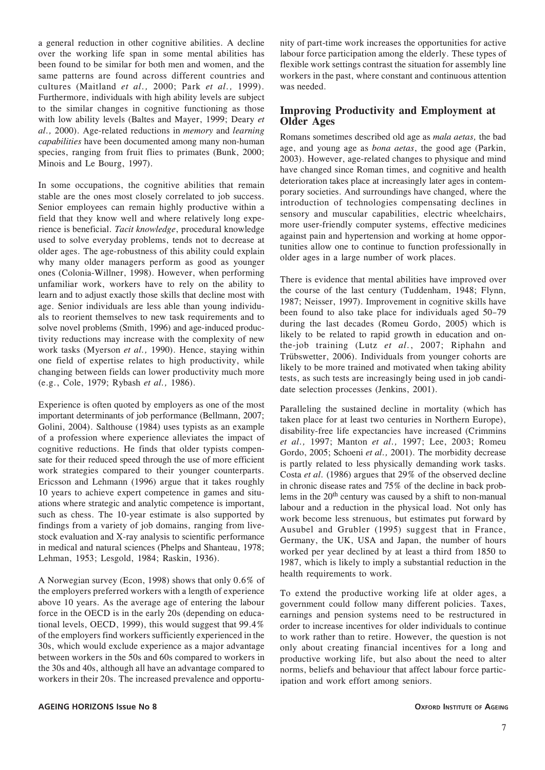a general reduction in other cognitive abilities. A decline over the working life span in some mental abilities has been found to be similar for both men and women, and the same patterns are found across different countries and cultures (Maitland *et al.,* 2000; Park *et al.,* 1999). Furthermore, individuals with high ability levels are subject to the similar changes in cognitive functioning as those with low ability levels (Baltes and Mayer, 1999; Deary *et al.,* 2000). Age-related reductions in *memory* and *learning capabilities* have been documented among many non-human species, ranging from fruit flies to primates (Bunk, 2000; Minois and Le Bourg, 1997).

In some occupations, the cognitive abilities that remain stable are the ones most closely correlated to job success. Senior employees can remain highly productive within a field that they know well and where relatively long experience is beneficial. *Tacit knowledge*, procedural knowledge used to solve everyday problems, tends not to decrease at older ages. The age-robustness of this ability could explain why many older managers perform as good as younger ones (Colonia-Willner, 1998). However, when performing unfamiliar work, workers have to rely on the ability to learn and to adjust exactly those skills that decline most with age. Senior individuals are less able than young individuals to reorient themselves to new task requirements and to solve novel problems (Smith, 1996) and age-induced productivity reductions may increase with the complexity of new work tasks (Myerson *et al.,* 1990). Hence, staying within one field of expertise relates to high productivity, while changing between fields can lower productivity much more (e.g., Cole, 1979; Rybash *et al.,* 1986).

Experience is often quoted by employers as one of the most important determinants of job performance (Bellmann, 2007; Golini, 2004). Salthouse (1984) uses typists as an example of a profession where experience alleviates the impact of cognitive reductions. He finds that older typists compensate for their reduced speed through the use of more efficient work strategies compared to their younger counterparts. Ericsson and Lehmann (1996) argue that it takes roughly 10 years to achieve expert competence in games and situations where strategic and analytic competence is important, such as chess. The 10-year estimate is also supported by findings from a variety of job domains, ranging from livestock evaluation and X-ray analysis to scientific performance in medical and natural sciences (Phelps and Shanteau, 1978; Lehman, 1953; Lesgold, 1984; Raskin, 1936).

A Norwegian survey (Econ, 1998) shows that only 0.6% of the employers preferred workers with a length of experience above 10 years. As the average age of entering the labour force in the OECD is in the early 20s (depending on educational levels, OECD, 1999), this would suggest that 99.4% of the employers find workers sufficiently experienced in the 30s, which would exclude experience as a major advantage between workers in the 50s and 60s compared to workers in the 30s and 40s, although all have an advantage compared to workers in their 20s. The increased prevalence and opportunity of part-time work increases the opportunities for active labour force participation among the elderly. These types of flexible work settings contrast the situation for assembly line workers in the past, where constant and continuous attention was needed.

## Improving Productivity and Employment at Older Ages

Romans sometimes described old age as *mala aetas,* the bad age, and young age as *bona aetas*, the good age (Parkin, 2003). However, age-related changes to physique and mind have changed since Roman times, and cognitive and health deterioration takes place at increasingly later ages in contemporary societies. And surroundings have changed, where the introduction of technologies compensating declines in sensory and muscular capabilities, electric wheelchairs, more user-friendly computer systems, effective medicines against pain and hypertension and working at home opportunities allow one to continue to function professionally in older ages in a large number of work places.

There is evidence that mental abilities have improved over the course of the last century (Tuddenham, 1948; Flynn, 1987; Neisser, 1997). Improvement in cognitive skills have been found to also take place for individuals aged 50–79 during the last decades (Romeu Gordo, 2005) which is likely to be related to rapid growth in education and on-the-job training (Lutz *et al.*, 2007; Riphahn and Trübswetter, 2006). Individuals from younger cohorts are likely to be more trained and motivated when taking ability tests, as such tests are increasingly being used in job candidate selection processes (Jenkins, 2001).

Paralleling the sustained decline in mortality (which has taken place for at least two centuries in Northern Europe), disability-free life expectancies have increased (Crimmins *et al.,* 1997; Manton *et al.,* 1997; Lee, 2003; Romeu Gordo, 2005; Schoeni *et al.,* 2001). The morbidity decrease is partly related to less physically demanding work tasks. Costa *et al.* (1986) argues that 29% of the observed decline in chronic disease rates and 75% of the decline in back problems in the 20th century was caused by a shift to non-manual labour and a reduction in the physical load. Not only has work become less strenuous, but estimates put forward by Ausubel and Grubler (1995) suggest that in France, Germany, the UK, USA and Japan, the number of hours worked per year declined by at least a third from 1850 to 1987, which is likely to imply a substantial reduction in the health requirements to work.

To extend the productive working life at older ages, a government could follow many different policies. Taxes, earnings and pension systems need to be restructured in order to increase incentives for older individuals to continue to work rather than to retire. However, the question is not only about creating financial incentives for a long and productive working life, but also about the need to alter norms, beliefs and behaviour that affect labour force participation and work effort among seniors.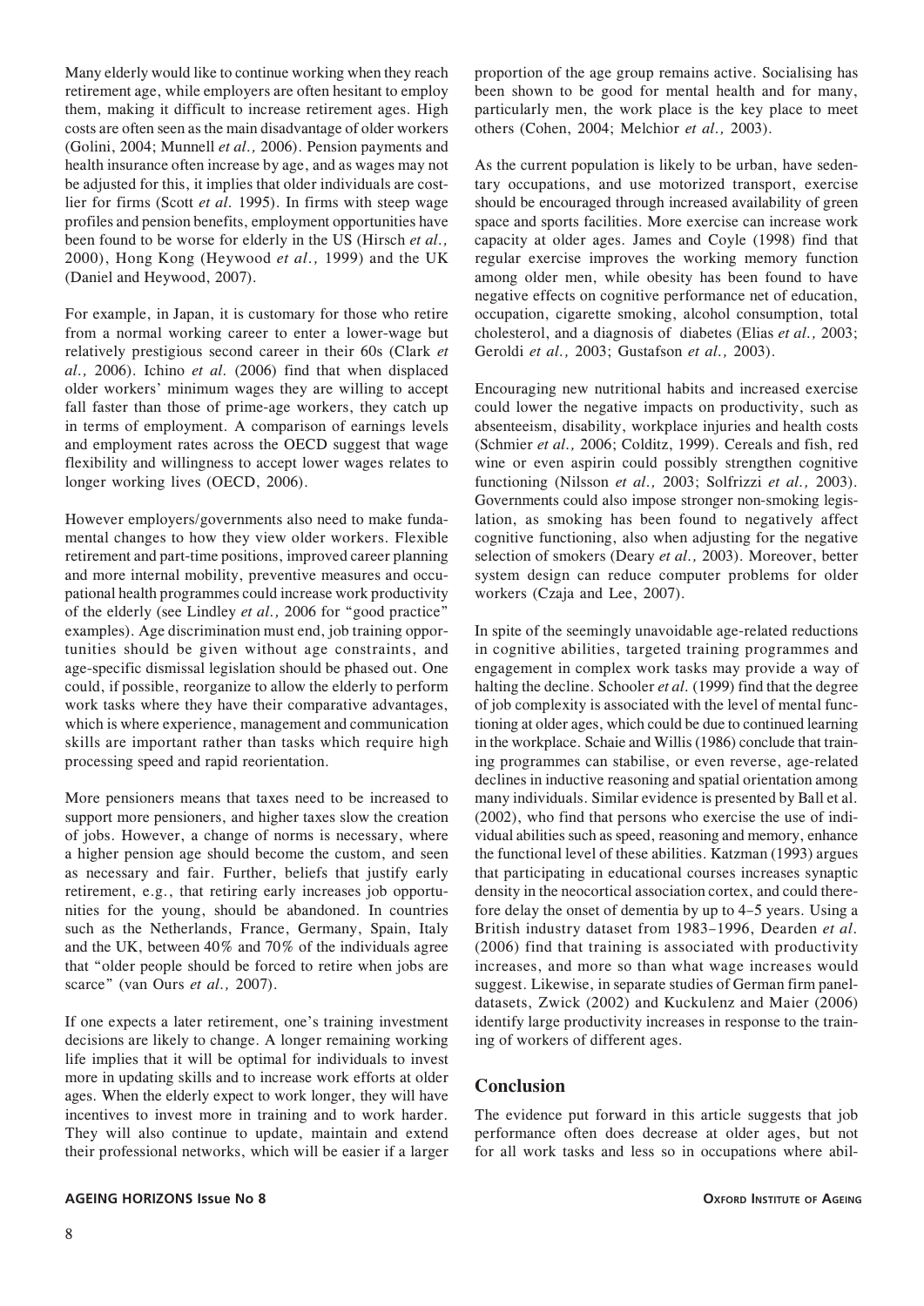Many elderly would like to continue working when they reach retirement age, while employers are often hesitant to employ them, making it difficult to increase retirement ages. High costs are often seen as the main disadvantage of older workers (Golini, 2004; Munnell *et al.,* 2006). Pension payments and health insurance often increase by age, and as wages may not be adjusted for this, it implies that older individuals are costlier for firms (Scott *et al.* 1995). In firms with steep wage profiles and pension benefits, employment opportunities have been found to be worse for elderly in the US (Hirsch *et al.,* 2000), Hong Kong (Heywood *et al.,* 1999) and the UK (Daniel and Heywood, 2007).

For example, in Japan, it is customary for those who retire from a normal working career to enter a lower-wage but relatively prestigious second career in their 60s (Clark *et al.,* 2006). Ichino *et al.* (2006) find that when displaced older workers' minimum wages they are willing to accept fall faster than those of prime-age workers, they catch up in terms of employment. A comparison of earnings levels and employment rates across the OECD suggest that wage flexibility and willingness to accept lower wages relates to longer working lives (OECD, 2006).

However employers/governments also need to make fundamental changes to how they view older workers. Flexible retirement and part-time positions, improved career planning and more internal mobility, preventive measures and occupational health programmes could increase work productivity of the elderly (see Lindley *et al.,* 2006 for "good practice" examples). Age discrimination must end, job training opportunities should be given without age constraints, and age-specific dismissal legislation should be phased out. One could, if possible, reorganize to allow the elderly to perform work tasks where they have their comparative advantages, which is where experience, management and communication skills are important rather than tasks which require high processing speed and rapid reorientation.

More pensioners means that taxes need to be increased to support more pensioners, and higher taxes slow the creation of jobs. However, a change of norms is necessary, where a higher pension age should become the custom, and seen as necessary and fair. Further, beliefs that justify early retirement, e.g., that retiring early increases job opportunities for the young, should be abandoned. In countries such as the Netherlands, France, Germany, Spain, Italy and the UK, between 40% and 70% of the individuals agree that "older people should be forced to retire when jobs are scarce" (van Ours *et al.,* 2007).

If one expects a later retirement, one's training investment decisions are likely to change. A longer remaining working life implies that it will be optimal for individuals to invest more in updating skills and to increase work efforts at older ages. When the elderly expect to work longer, they will have incentives to invest more in training and to work harder. They will also continue to update, maintain and extend their professional networks, which will be easier if a larger proportion of the age group remains active. Socialising has been shown to be good for mental health and for many, particularly men, the work place is the key place to meet others (Cohen, 2004; Melchior *et al.,* 2003).

As the current population is likely to be urban, have sedentary occupations, and use motorized transport, exercise should be encouraged through increased availability of green space and sports facilities. More exercise can increase work capacity at older ages. James and Coyle (1998) find that regular exercise improves the working memory function among older men, while obesity has been found to have negative effects on cognitive performance net of education, occupation, cigarette smoking, alcohol consumption, total cholesterol, and a diagnosis of diabetes (Elias *et al.,* 2003; Geroldi *et al.,* 2003; Gustafson *et al.,* 2003).

Encouraging new nutritional habits and increased exercise could lower the negative impacts on productivity, such as absenteeism, disability, workplace injuries and health costs (Schmier *et al.,* 2006; Colditz, 1999). Cereals and fish, red wine or even aspirin could possibly strengthen cognitive functioning (Nilsson *et al.,* 2003; Solfrizzi *et al.,* 2003). Governments could also impose stronger non-smoking legislation, as smoking has been found to negatively affect cognitive functioning, also when adjusting for the negative selection of smokers (Deary *et al.,* 2003). Moreover, better system design can reduce computer problems for older workers (Czaja and Lee, 2007).

In spite of the seemingly unavoidable age-related reductions in cognitive abilities, targeted training programmes and engagement in complex work tasks may provide a way of halting the decline. Schooler *et al.* (1999) find that the degree of job complexity is associated with the level of mental functioning at older ages, which could be due to continued learning in the workplace. Schaie and Willis (1986) conclude that training programmes can stabilise, or even reverse, age-related declines in inductive reasoning and spatial orientation among many individuals. Similar evidence is presented by Ball et al. (2002), who find that persons who exercise the use of individual abilities such as speed, reasoning and memory, enhance the functional level of these abilities. Katzman (1993) argues that participating in educational courses increases synaptic density in the neocortical association cortex, and could therefore delay the onset of dementia by up to 4–5 years. Using a British industry dataset from 1983–1996, Dearden *et al.* (2006) find that training is associated with productivity increases, and more so than what wage increases would suggest. Likewise, in separate studies of German firm panel-datasets, Zwick (2002) and Kuckulenz and Maier (2006) identify large productivity increases in response to the training of workers of different ages.

## Conclusion

The evidence put forward in this article suggests that job performance often does decrease at older ages, but not for all work tasks and less so in occupations where abil-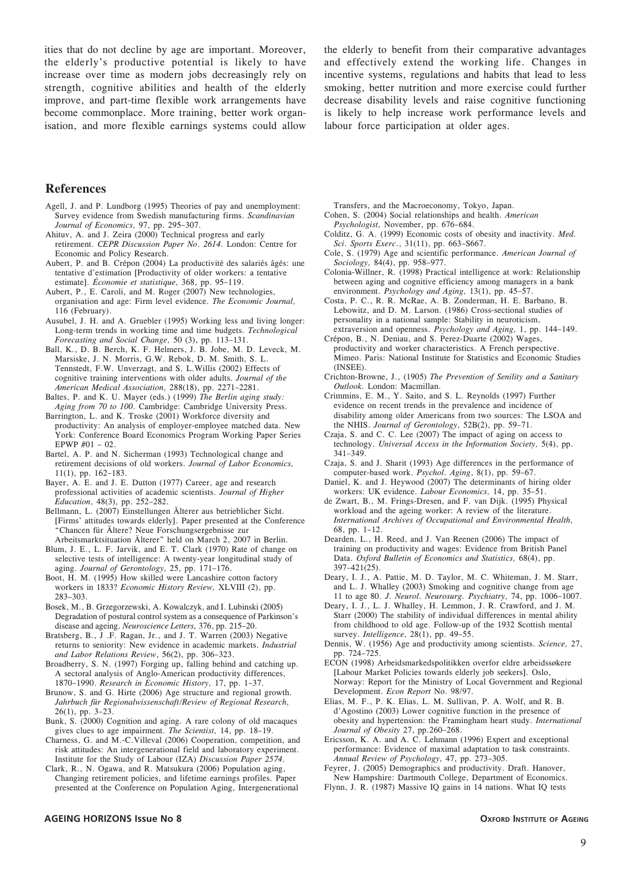ities that do not decline by age are important. Moreover, the elderly's productive potential is likely to have increase over time as modern jobs decreasingly rely on strength, cognitive abilities and health of the elderly improve, and part-time flexible work arrangements have become commonplace. More training, better work organisation, and more flexible earnings systems could allow the elderly to benefit from their comparative advantages and effectively extend the working life. Changes in incentive systems, regulations and habits that lead to less smoking, better nutrition and more exercise could further decrease disability levels and raise cognitive functioning is likely to help increase work performance levels and labour force participation at older ages.

## References

Agell, J. and P. Lundborg (1995) Theories of pay and unemployment: Survey evidence from Swedish manufacturing firms. *Scandinavian Journal of Economics,* 97, pp. 295–307.

Ahituv, A. and J. Zeira (2000) Technical progress and early retirement. *CEPR Discussion Paper No. 2614*. London: Centre for Economic and Policy Research.

Aubert, P. and B. Crépon (2004) La productivité des salariés âgés: une tentative d'estimation [Productivity of older workers: a tentative estimate]. *Économie et statistique,* 368, pp. 95–119.

Aubert, P., E. Caroli, and M. Roger (2007) New technologies, organisation and age: Firm level evidence. *The Economic Journal,* 116 (February).

Ausubel, J. H. and A. Gruebler (1995) Working less and living longer: Long-term trends in working time and time budgets. *Technological Forecasting and Social Change,* 50 (3), pp. 113–131.

Ball, K., D. B. Berch, K. F. Helmers, J. B. Jobe, M. D. Leveck, M. Marsiske, J. N. Morris, G.W. Rebok, D. M. Smith, S. L. Tennstedt, F.W. Unverzagt, and S. L.Willis (2002) Effects of cognitive training interventions with older adults. *Journal of the American Medical Association,* 288(18), pp. 2271–2281.

Baltes, P. and K. U. Mayer (eds.) (1999) *The Berlin aging study: Aging from 70 to 100*. Cambridge: Cambridge University Press.

Barrington, L. and K. Troske (2001) Workforce diversity and productivity: An analysis of employer-employee matched data. New York: Conference Board Economics Program Working Paper Series EPWP #01 – 02.

Bartel, A. P. and N. Sicherman (1993) Technological change and retirement decisions of old workers. *Journal of Labor Economics,* 11(1), pp. 162–183.

Bayer, A. E. and J. E. Dutton (1977) Career, age and research professional activities of academic scientists. *Journal of Higher Education,* 48(3), pp. 252–282.

Bellmann, L. (2007) Einstellungen Älterer aus betrieblicher Sicht. [Firms' attitudes towards elderly]. Paper presented at the Conference "Chancen für Ältere? Neue Forschungsergebnisse zur Arbeitsmarktsituation Älterer" held on March 2, 2007 in Berlin.

Blum, J. E., L. F. Jarvik, and E. T. Clark (1970) Rate of change on selective tests of intelligence: A twenty-year longitudinal study of aging. *Journal of Gerontology,* 25, pp. 171–176.

Boot, H. M. (1995) How skilled were Lancashire cotton factory workers in 1833? *Economic History Review,* XLVIII (2), pp. 283–303.

Bosek, M., B. Grzegorzewski, A. Kowalczyk, and I. Lubinski (2005) Degradation of postural control system as a consequence of Parkinson's disease and ageing. *Neuroscience Letters,* 376, pp. 215–20.

Bratsberg, B., J .F. Ragan, Jr., and J. T. Warren (2003) Negative returns to seniority: New evidence in academic markets. *Industrial and Labor Relations Review*, 56(2), pp. 306–323.

Broadberry, S. N. (1997) Forging up, falling behind and catching up. A sectoral analysis of Anglo-American productivity differences, 1870–1990. *Research in Economic History,* 17, pp. 1–37.

Brunow, S. and G. Hirte (2006) Age structure and regional growth. *Jahrbuch für Regionalwissenschaft/Review of Regional Research,* 26(1), pp. 3–23.

Bunk, S. (2000) Cognition and aging. A rare colony of old macaques gives clues to age impairment. *The Scientist,* 14, pp. 18–19.

Charness, G. and M.-C.Villeval (2006) Cooperation, competition, and risk attitudes: An intergenerational field and laboratory experiment. Institute for the Study of Labour (IZA) *Discussion Paper 2574*.

Clark, R., N. Ogawa, and R. Matsukura (2006) Population aging, Changing retirement policies, and lifetime earnings profiles. Paper presented at the Conference on Population Aging, Intergenerational Transfers, and the Macroeconomy, Tokyo, Japan.

Cohen, S. (2004) Social relationships and health. *American Psychologist,* November, pp. 676–684.

Colditz, G. A. (1999) Economic costs of obesity and inactivity. *Med. Sci. Sports Exerc.*, 31(11), pp. 663–S667.

Cole, S. (1979) Age and scientific performance. *American Journal of Sociology,* 84(4), pp. 958–977.

Colonia-Willner, R. (1998) Practical intelligence at work: Relationship between aging and cognitive efficiency among managers in a bank environment. *Psychology and Aging,* 13(1), pp. 45–57.

Costa, P. C., R. R. McRae, A. B. Zonderman, H. E. Barbano, B. Lebowitz, and D. M. Larson. (1986) Cross-sectional studies of personality in a national sample: Stability in neuroticism, extraversion and openness. *Psychology and Aging,* 1, pp. 144–149.

Crépon, B., N. Deniau, and S. Perez-Duarte (2002) Wages, productivity and worker characteristics. A French perspective. Mimeo. Paris: National Institute for Statistics and Economic Studies (INSEE).

Crichton-Browne, J., (1905) *The Prevention of Senility and a Sanitary Outlook*. London: Macmillan.

Crimmins, E. M., Y. Saito, and S. L. Reynolds (1997) Further evidence on recent trends in the prevalence and incidence of disability among older Americans from two sources: The LSOA and the NHIS. *Journal of Gerontology,* 52B(2), pp. 59–71.

Czaja, S. and C. C. Lee (2007) The impact of aging on access to technology. *Universal Access in the Information Society,* 5(4), pp. 341–349.

Czaja, S. and J. Sharit (1993) Age differences in the performance of computer-based work. *Psychol. Aging*, 8(1), pp. 59–67.

Daniel, K. and J. Heywood (2007) The determinants of hiring older workers: UK evidence. *Labour Economics,* 14, pp. 35–51.

de Zwart, B., M. Frings-Dresen, and F. van Dijk. (1995) Physical workload and the ageing worker: A review of the literature. *International Archives of Occupational and Environmental Health,* 68, pp. 1–12.

Dearden, L., H. Reed, and J. Van Reenen (2006) The impact of training on productivity and wages: Evidence from British Panel Data. *Oxford Bulletin of Economics and Statistics,* 68(4), pp. 397–421(25).

Deary, I. J., A. Pattie, M. D. Taylor, M. C. Whiteman, J. M. Starr, and L. J. Whalley (2003) Smoking and cognitive change from age 11 to age 80. *J. Neurol. Neurosurg. Psychiatry,* 74, pp. 1006–1007.

Deary, I. J., L. J. Whalley, H. Lemmon, J. R. Crawford, and J. M. Starr (2000) The stability of individual differences in mental ability from childhood to old age. Follow-up of the 1932 Scottish mental survey. *Intelligence,* 28(1), pp. 49–55.

Dennis, W. (1956) Age and productivity among scientists. *Science,* 27, pp. 724–725.

ECON (1998) Arbeidsmarkedspolitikken overfor eldre arbeidssøkere [Labour Market Policies towards elderly job seekers]. Oslo, Norway: Report for the Ministry of Local Government and Regional Development. *Econ Report* No. 98/97.

Elias, M. F., P. K. Elias, L. M. Sullivan, P. A. Wolf, and R. B. d'Agostino (2003) Lower cognitive function in the presence of obesity and hypertension: the Framingham heart study. *International Journal of Obesity* 27, pp.260–268.

Ericsson, K. A. and A. C. Lehmann (1996) Expert and exceptional performance: Evidence of maximal adaptation to task constraints. *Annual Review of Psychology,* 47, pp. 273–305.

Feyrer, J. (2005) Demographics and productivity. Draft. Hanover, New Hampshire: Dartmouth College, Department of Economics.

Flynn, J. R. (1987) Massive IQ gains in 14 nations. What IQ tests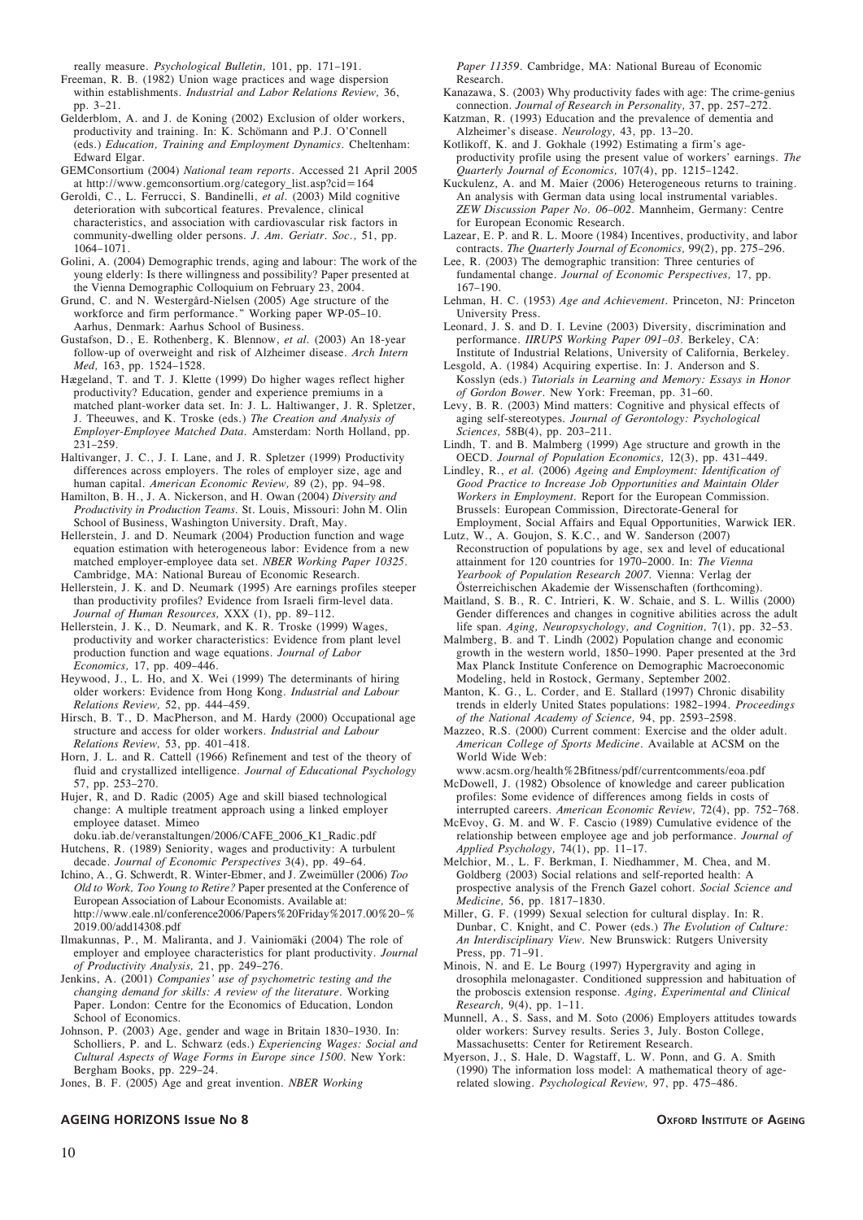really measure. *Psychological Bulletin,* 101, pp. 171–191.

Freeman, R. B. (1982) Union wage practices and wage dispersion within establishments. *Industrial and Labor Relations Review,* 36, pp. 3–21.

Gelderblom, A. and J. de Koning (2002) Exclusion of older workers, productivity and training. In: K. Schömann and P.J. O'Connell (eds.) *Education, Training and Employment Dynamics*. Cheltenham: Edward Elgar.

GEMConsortium (2004) *National team reports*. Accessed 21 April 2005 at http://www.gemconsortium.org/category_list.asp?cid=164

Geroldi, C., L. Ferrucci, S. Bandinelli, *et al*. (2003) Mild cognitive deterioration with subcortical features. Prevalence, clinical characteristics, and association with cardiovascular risk factors in community-dwelling older persons. *J. Am. Geriatr. Soc.,* 51, pp. 1064–1071.

Golini, A. (2004) Demographic trends, aging and labour: The work of the young elderly: Is there willingness and possibility? Paper presented at the Vienna Demographic Colloquium on February 23, 2004.

Grund, C. and N. Westergård-Nielsen (2005) Age structure of the workforce and firm performance." Working paper WP-05–10. Aarhus, Denmark: Aarhus School of Business.

Gustafson, D., E. Rothenberg, K. Blennow, *et al*. (2003) An 18-year follow-up of overweight and risk of Alzheimer disease. *Arch Intern Med,* 163, pp. 1524–1528.

Hægeland, T. and T. J. Klette (1999) Do higher wages reflect higher productivity? Education, gender and experience premiums in a matched plant-worker data set. In: J. L. Haltiwanger, J. R. Spletzer, J. Theeuwes, and K. Troske (eds.) *The Creation and Analysis of Employer-Employee Matched Data*. Amsterdam: North Holland, pp. 231–259.

Haltivanger, J. C., J. I. Lane, and J. R. Spletzer (1999) Productivity differences across employers. The roles of employer size, age and human capital. *American Economic Review,* 89 (2), pp. 94–98.

Hamilton, B. H., J. A. Nickerson, and H. Owan (2004) *Diversity and Productivity in Production Teams*. St. Louis, Missouri: John M. Olin School of Business, Washington University. Draft, May.

Hellerstein, J. and D. Neumark (2004) Production function and wage equation estimation with heterogeneous labor: Evidence from a new matched employer-employee data set. *NBER Working Paper 10325*. Cambridge, MA: National Bureau of Economic Research.

Hellerstein, J. K. and D. Neumark (1995) Are earnings profiles steeper than productivity profiles? Evidence from Israeli firm-level data. *Journal of Human Resources,* XXX (1), pp. 89–112.

Hellerstein, J. K., D. Neumark, and K. R. Troske (1999) Wages, productivity and worker characteristics: Evidence from plant level production function and wage equations. *Journal of Labor Economics,* 17, pp. 409–446.

Heywood, J., L. Ho, and X. Wei (1999) The determinants of hiring older workers: Evidence from Hong Kong. *Industrial and Labour Relations Review,* 52, pp. 444–459.

Hirsch, B. T., D. MacPherson, and M. Hardy (2000) Occupational age structure and access for older workers. *Industrial and Labour Relations Review,* 53, pp. 401–418.

Horn, J. L. and R. Cattell (1966) Refinement and test of the theory of fluid and crystallized intelligence. *Journal of Educational Psychology* 57, pp. 253–270.

Hujer, R, and D. Radic (2005) Age and skill biased technological change: A multiple treatment approach using a linked employer employee dataset. Mimeo doku.iab.de/veranstaltungen/2006/CAFE_2006_K1_Radic.pdf

Hutchens, R. (1989) Seniority, wages and productivity: A turbulent decade. *Journal of Economic Perspectives* 3(4), pp. 49–64.

Ichino, A., G. Schwerdt, R. Winter-Ebmer, and J. Zweimüller (2006) *Too Old to Work, Too Young to Retire?* Paper presented at the Conference of European Association of Labour Economists. Available at: http://www.eale.nl/conference2006/Papers%20Friday%2017.00%20-%2019.00/add14308.pdf

Ilmakunnas, P., M. Maliranta, and J. Vainiomäki (2004) The role of employer and employee characteristics for plant productivity. *Journal of Productivity Analysis,* 21, pp. 249–276.

Jenkins, A. (2001) *Companies' use of psychometric testing and the changing demand for skills: A review of the literature*. Working Paper. London: Centre for the Economics of Education, London School of Economics.

Johnson, P. (2003) Age, gender and wage in Britain 1830–1930. In: Scholliers, P. and L. Schwarz (eds.) *Experiencing Wages: Social and Cultural Aspects of Wage Forms in Europe since 1500*. New York: Bergham Books, pp. 229–24.

Jones, B. F. (2005) Age and great invention. *NBER Working Paper 11359*. Cambridge, MA: National Bureau of Economic Research.

Kanazawa, S. (2003) Why productivity fades with age: The crime-genius connection. *Journal of Research in Personality,* 37, pp. 257–272.

Katzman, R. (1993) Education and the prevalence of dementia and Alzheimer's disease. *Neurology,* 43, pp. 13–20.

Kotlikoff, K. and J. Gokhale (1992) Estimating a firm's age-productivity profile using the present value of workers' earnings. *The Quarterly Journal of Economics,* 107(4), pp. 1215–1242.

Kuckulenz, A. and M. Maier (2006) Heterogeneous returns to training. An analysis with German data using local instrumental variables. *ZEW Discussion Paper No. 06–002*. Mannheim, Germany: Centre for European Economic Research.

Lazear, E. P. and R. L. Moore (1984) Incentives, productivity, and labor contracts. *The Quarterly Journal of Economics,* 99(2), pp. 275–296.

Lee, R. (2003) The demographic transition: Three centuries of fundamental change. *Journal of Economic Perspectives,* 17, pp. 167–190.

Lehman, H. C. (1953) *Age and Achievement*. Princeton, NJ: Princeton University Press.

Leonard, J. S. and D. I. Levine (2003) Diversity, discrimination and performance. *IIRUPS Working Paper 091–03*. Berkeley, CA: Institute of Industrial Relations, University of California, Berkeley.

Lesgold, A. (1984) Acquiring expertise. In: J. Anderson and S. Kosslyn (eds.) *Tutorials in Learning and Memory: Essays in Honor of Gordon Bower*. New York: Freeman, pp. 31–60.

Levy, B. R. (2003) Mind matters: Cognitive and physical effects of aging self-stereotypes. *Journal of Gerontology: Psychological Sciences,* 58B(4), pp. 203–211.

Lindh, T. and B. Malmberg (1999) Age structure and growth in the OECD. *Journal of Population Economics,* 12(3), pp. 431–449.

Lindley, R., *et al*. (2006) *Ageing and Employment: Identification of Good Practice to Increase Job Opportunities and Maintain Older Workers in Employment*. Report for the European Commission. Brussels: European Commission, Directorate-General for Employment, Social Affairs and Equal Opportunities, Warwick IER.

Lutz, W., A. Goujon, S. K.C., and W. Sanderson (2007) Reconstruction of populations by age, sex and level of educational attainment for 120 countries for 1970–2000. In: *The Vienna Yearbook of Population Research 2007*. Vienna: Verlag der Österreichischen Akademie der Wissenschaften (forthcoming).

Maitland, S. B., R. C. Intrieri, K. W. Schaie, and S. L. Willis (2000) Gender differences and changes in cognitive abilities across the adult life span. *Aging, Neuropsychology, and Cognition,* 7(1), pp. 32–53.

Malmberg, B. and T. Lindh (2002) Population change and economic growth in the western world, 1850–1990. Paper presented at the 3rd Max Planck Institute Conference on Demographic Macroeconomic Modeling, held in Rostock, Germany, September 2002.

Manton, K. G., L. Corder, and E. Stallard (1997) Chronic disability trends in elderly United States populations: 1982–1994. *Proceedings of the National Academy of Science,* 94, pp. 2593–2598.

Mazzeo, R.S. (2000) Current comment: Exercise and the older adult. *American College of Sports Medicine*. Available at ACSM on the World Wide Web: www.acsm.org/health%2Bfitness/pdf/currentcomments/eoa.pdf

McDowell, J. (1982) Obsolence of knowledge and career publication profiles: Some evidence of differences among fields in costs of interrupted careers. *American Economic Review,* 72(4), pp. 752–768.

McEvoy, G. M. and W. F. Cascio (1989) Cumulative evidence of the relationship between employee age and job performance. *Journal of Applied Psychology,* 74(1), pp. 11–17.

Melchior, M., L. F. Berkman, I. Niedhammer, M. Chea, and M. Goldberg (2003) Social relations and self-reported health: A prospective analysis of the French Gazel cohort. *Social Science and Medicine,* 56, pp. 1817–1830.

Miller, G. F. (1999) Sexual selection for cultural display. In: R. Dunbar, C. Knight, and C. Power (eds.) *The Evolution of Culture: An Interdisciplinary View*. New Brunswick: Rutgers University Press, pp. 71–91.

Minois, N. and E. Le Bourg (1997) Hypergravity and aging in drosophila melonagaster. Conditioned suppression and habituation of the proboscis extension response. *Aging, Experimental and Clinical Research,* 9(4), pp. 1–11.

Munnell, A., S. Sass, and M. Soto (2006) Employers attitudes towards older workers: Survey results. Series 3, July. Boston College, Massachusetts: Center for Retirement Research.

Myerson, J., S. Hale, D. Wagstaff, L. W. Ponn, and G. A. Smith (1990) The information loss model: A mathematical theory of age-related slowing. *Psychological Review,* 97, pp. 475–486.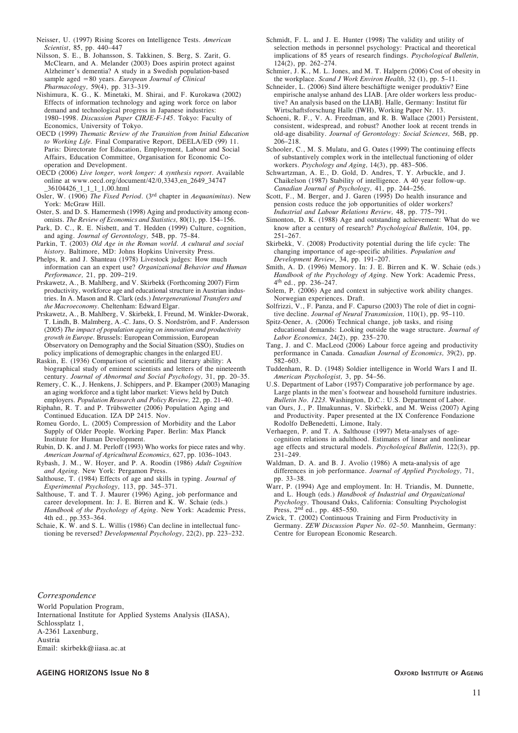Neisser, U. (1997) Rising Scores on Intelligence Tests. *American Scientist*, 85, pp. 440–447

Nilsson, S. E., B. Johansson, S. Takkinen, S. Berg, S. Zarit, G. McClearn, and A. Melander (2003) Does aspirin protect against Alzheimer's dementia? A study in a Swedish population-based sample aged =80 years. *European Journal of Clinical Pharmacology,* 59(4), pp. 313–319.

Nishimura, K. G., K. Minetaki, M. Shirai, and F. Kurokawa (2002) Effects of information technology and aging work force on labor demand and technological progress in Japanese industries: 1980–1998. *Discussion Paper CIRJE-F-145*. Tokyo: Faculty of Economics, University of Tokyo.

OECD (1999) *Thematic Review of the Transition from Initial Education to Working Life.* Final Comparative Report, DEELA/ED (99) 11. Paris: Directorate for Education, Employment, Labour and Social Affairs, Education Committee, Organisation for Economic Co-operation and Development.

OECD (2006) *Live longer, work longer: A synthesis report*. Available online at www.oecd.org/document/42/0,3343,en_2649_34747_36104426_1_1_1_1,00.html

Osler, W. (1906) *The Fixed Period*. (3rd chapter in *Aequanimitas*). New York: McGraw Hill.

Oster, S. and D. S. Hamermesh (1998) Aging and productivity among economists. *The Review of Economics and Statistics,* 80(1), pp. 154–156.

Park, D. C., R. E. Nisbett, and T. Hedden (1999) Culture, cognition, and aging. *Journal of Gerontology,* 54B, pp. 75–84.

Parkin, T. (2003) *Old Age in the Roman world. A cultural and social history*. Baltimore, MD: Johns Hopkins University Press.

Phelps, R. and J. Shanteau (1978) Livestock judges: How much information can an expert use? *Organizational Behavior and Human Performance,* 21, pp. 209–219.

Prskawetz, A., B. Mahlberg, and V. Skirbekk (Forthcoming 2007) Firm productivity, workforce age and educational structure in Austrian industries. In A. Mason and R. Clark (eds.) *Intergenerational Transfers and the Macroeconomy*. Cheltenham: Edward Elgar.

Prskawetz, A., B. Mahlberg, V. Skirbekk, I. Freund, M. Winkler-Dworak, T. Lindh, B. Malmberg, A.-C. Jans, O. S. Nordström, and F. Andersson (2005) *The impact of population ageing on innovation and productivity growth in Europe*. Brussels: European Commission, European Observatory on Demography and the Social Situation (SSO), Studies on policy implications of demographic changes in the enlarged EU.

Raskin, E. (1936) Comparison of scientific and literary ability: A biographical study of eminent scientists and letters of the nineteenth century. *Journal of Abnormal and Social Psychology,* 31, pp. 20–35.

Remery, C. K., J. Henkens, J. Schippers, and P. Ekamper (2003) Managing an aging workforce and a tight labor market: Views held by Dutch employers. *Population Research and Policy Review,* 22, pp. 21–40.

Riphahn, R. T. and P. Trübswetter (2006) Population Aging and Continued Education. IZA DP 2415. Nov.

Romeu Gordo, L. (2005) Compression of Morbidity and the Labor Supply of Older People. Working Paper. Berlin: Max Planck Institute for Human Development.

Rubin, D. K. and J. M. Perloff (1993) Who works for piece rates and why. *American Journal of Agricultural Economics,* 627, pp. 1036–1043.

Rybash, J. M., W. Hoyer, and P. A. Roodin (1986) *Adult Cognition and Ageing*. New York: Pergamon Press.

Salthouse, T. (1984) Effects of age and skills in typing. *Journal of Experimental Psychology,* 113, pp. 345–371.

Salthouse, T. and T. J. Maurer (1996) Aging, job performance and career development. In: J. E. Birren and K. W. Schaie (eds.) *Handbook of the Psychology of Aging*. New York: Academic Press, 4th ed., pp.353–364.

Schaie, K. W. and S. L. Willis (1986) Can decline in intellectual functioning be reversed? *Developmental Psychology,* 22(2), pp. 223–232.

Schmidt, F. L. and J. E. Hunter (1998) The validity and utility of selection methods in personnel psychology: Practical and theoretical implications of 85 years of research findings. *Psychological Bulletin,* 124(2), pp. 262–274.

Schmier, J. K., M. L. Jones, and M. T. Halpern (2006) Cost of obesity in the workplace. *Scand J Work Environ Health,* 32 (1), pp. 5–11.

Schneider, L. (2006) Sind ältere beschäftigte weniger produktiv? Eine empirische analyse anhand des LIAB. [Are older workers less productive? An analysis based on the LIAB]. Halle, Germany: Institut für Wirtschaftsforschung Halle (IWH), Working Paper Nr. 13.

Schoeni, R. F., V. A. Freedman, and R. B. Wallace (2001) Persistent, consistent, widespread, and robust? Another look at recent trends in old-age disability. *Journal of Gerontology: Social Sciences,* 56B, pp. 206–218.

Schooler, C., M. S. Mulatu, and G. Oates (1999) The continuing effects of substantively complex work in the intellectual functioning of older workers. *Psychology and Aging,* 14(3), pp. 483–506.

Schwartzman, A. E., D. Gold, D. Andres, T. Y. Arbuckle, and J. Chaikelson (1987) Stability of intelligence. A 40 year follow-up. *Canadian Journal of Psychology,* 41, pp. 244–256.

Scott, F., M. Berger, and J. Garen (1995) Do health insurance and pension costs reduce the job opportunities of older workers? *Industrial and Labour Relations Review,* 48, pp. 775–791.

Simonton, D. K. (1988) Age and outstanding achievement: What do we know after a century of research? *Psychological Bulletin,* 104, pp. 251–267.

Skirbekk, V. (2008) Productivity potential during the life cycle: The changing importance of age-specific abilities. *Population and Development Review*, 34, pp. 191–207.

Smith, A. D. (1996) Memory. In: J. E. Birren and K. W. Schaie (eds.) *Handbook of the Psychology of Aging*. New York: Academic Press, 4th ed., pp. 236–247.

Solem, P. (2006) Age and context in subjective work ability changes. Norwegian experiences. Draft.

Solfrizzi, V., F. Panza, and F. Capurso (2003) The role of diet in cognitive decline. *Journal of Neural Transmission,* 110(1), pp. 95–110.

Spitz-Oener, A. (2006) Technical change, job tasks, and rising educational demands: Looking outside the wage structure. *Journal of Labor Economics,* 24(2), pp. 235–270.

Tang, J. and C. MacLeod (2006) Labour force ageing and productivity performance in Canada. *Canadian Journal of Economics,* 39(2), pp. 582–603.

Tuddenham, R. D. (1948) Soldier intelligence in World Wars I and II. *American Psychologist,* 3, pp. 54–56.

U.S. Department of Labor (1957) Comparative job performance by age. Large plants in the men's footwear and household furniture industries. *Bulletin No. 1223*. Washington, D.C.: U.S. Department of Labor.

van Ours, J., P. Ilmakunnas, V. Skirbekk, and M. Weiss (2007) Aging and Productivity. Paper presented at the IX Conference Fondazione Rodolfo DeBenedetti, Limone, Italy.

Verhaegen, P. and T. A. Salthouse (1997) Meta-analyses of age-cognition relations in adulthood. Estimates of linear and nonlinear age effects and structural models. *Psychological Bulletin,* 122(3), pp. 231–249.

Waldman, D. A. and B. J. Avolio (1986) A meta-analysis of age differences in job performance. *Journal of Applied Psychology,* 71, pp. 33–38.

Warr, P. (1994) Age and employment. In: H. Triandis, M. Dunnette, and L. Hough (eds.) *Handbook of Industrial and Organizational Psychology*. Thousand Oaks, California: Consulting Psychologist Press, 2nd ed., pp. 485–550.

Zwick, T. (2002) Continuous Training and Firm Productivity in Germany. *ZEW Discussion Paper No. 02–50*. Mannheim, Germany: Centre for European Economic Research.

*Correspondence*

World Population Program,
International Institute for Applied Systems Analysis (IIASA),
Schlossplatz 1,
A-2361 Laxenburg,
Austria
Email: skirbekk@iiasa.ac.at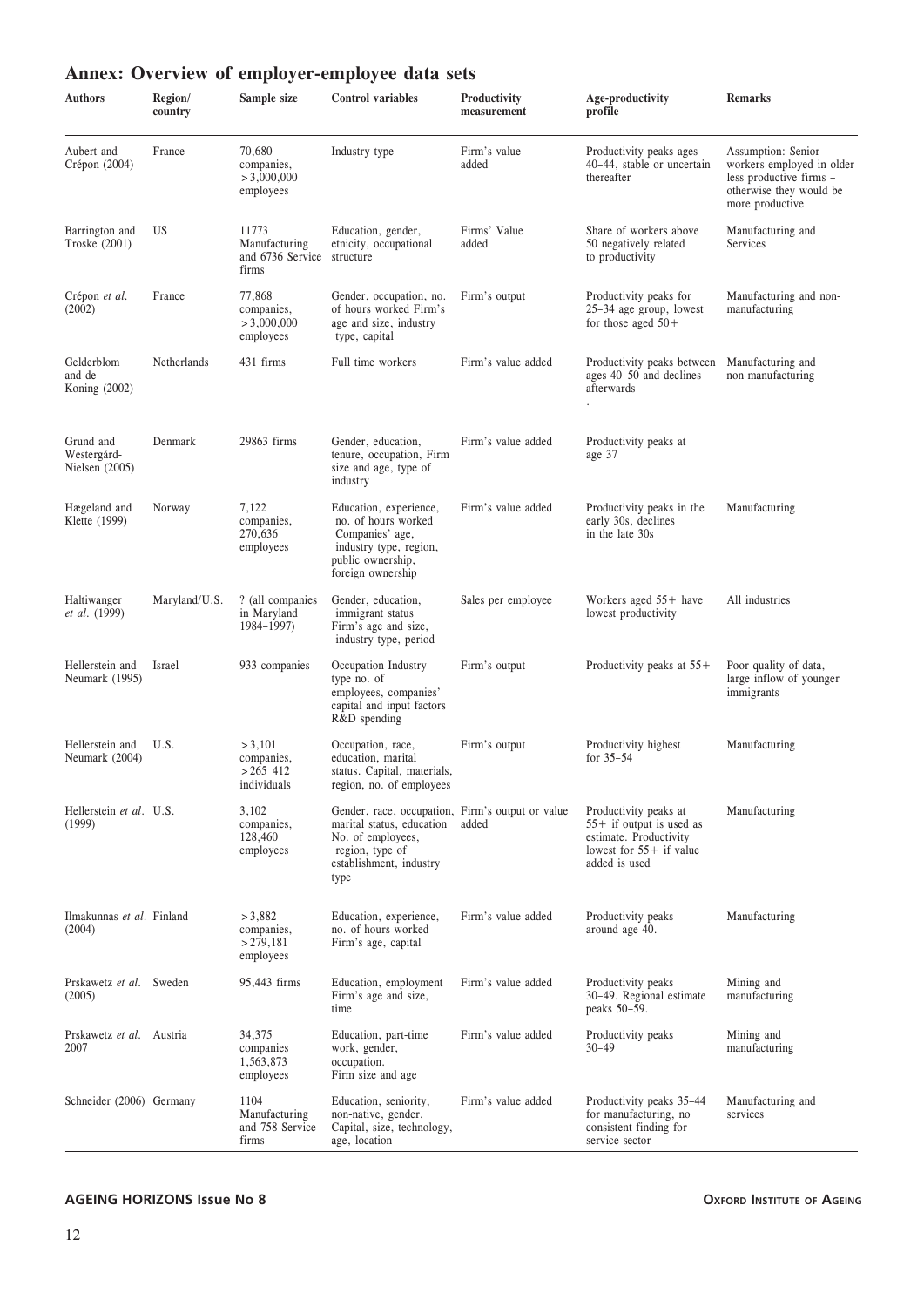## Annex: Overview of employer-employee data sets

| Authors | Region/ country | Sample size | Control variables | Productivity measurement | Age-productivity profile | Remarks |
|---|---|---|---|---|---|---|
| Aubert and Crépon (2004) | France | 70,680 companies, >3,000,000 employees | Industry type | Firm's value added | Productivity peaks ages 40–44, stable or uncertain thereafter | Assumption: Senior workers employed in older less productive firms – otherwise they would be more productive |
| Barrington and Troske (2001) | US | 11773 Manufacturing and 6736 Service firms | Education, gender, etnicity, occupational structure | Firms' Value added | Share of workers above 50 negatively related to productivity | Manufacturing and Services |
| Crépon *et al.* (2002) | France | 77,868 companies, >3,000,000 employees | Gender, occupation, no. of hours worked Firm's age and size, industry type, capital | Firm's output | Productivity peaks for 25–34 age group, lowest for those aged 50+ | Manufacturing and non-manufacturing |
| Gelderblom and de Koning (2002) | Netherlands | 431 firms | Full time workers | Firm's value added | Productivity peaks between ages 40–50 and declines afterwards . | Manufacturing and non-manufacturing |
| Grund and Westergård-Nielsen (2005) | Denmark | 29863 firms | Gender, education, tenure, occupation, Firm size and age, type of industry | Firm's value added | Productivity peaks at age 37 | |
| Hægeland and Klette (1999) | Norway | 7,122 companies, 270,636 employees | Education, experience, no. of hours worked Companies' age, industry type, region, public ownership, foreign ownership | Firm's value added | Productivity peaks in the early 30s, declines in the late 30s | Manufacturing |
| Haltiwanger *et al.* (1999) | Maryland/U.S. | ? (all companies in Maryland 1984–1997) | Gender, education, immigrant status Firm's age and size, industry type, period | Sales per employee | Workers aged 55+ have lowest productivity | All industries |
| Hellerstein and Neumark (1995) | Israel | 933 companies | Occupation Industry type no. of employees, companies' capital and input factors R&D spending | Firm's output | Productivity peaks at 55+ | Poor quality of data, large inflow of younger immigrants |
| Hellerstein and Neumark (2004) | U.S. | >3,101 companies, >265 412 individuals | Occupation, race, education, marital status. Capital, materials, region, no. of employees | Firm's output | Productivity highest for 35–54 | Manufacturing |
| Hellerstein *et al.* (1999) | U.S. | 3,102 companies, 128,460 employees | Gender, race, occupation, marital status, education No. of employees, region, type of establishment, industry type | Firm's output or value added | Productivity peaks at 55+ if output is used as estimate. Productivity lowest for 55+ if value added is used | Manufacturing |
| Ilmakunnas *et al.* (2004) | Finland | >3,882 companies, >279,181 employees | Education, experience, no. of hours worked Firm's age, capital | Firm's value added | Productivity peaks around age 40. | Manufacturing |
| Prskawetz *et al.* (2005) | Sweden | 95,443 firms | Education, employment Firm's age and size, time | Firm's value added | Productivity peaks 30–49. Regional estimate peaks 50–59. | Mining and manufacturing |
| Prskawetz *et al.* 2007 | Austria | 34,375 companies 1,563,873 employees | Education, part-time work, gender, occupation. Firm size and age | Firm's value added | Productivity peaks 30–49 | Mining and manufacturing |
| Schneider (2006) | Germany | 1104 Manufacturing and 758 Service firms | Education, seniority, non-native, gender. Capital, size, technology, age, location | Firm's value added | Productivity peaks 35–44 for manufacturing, no consistent finding for service sector | Manufacturing and services |